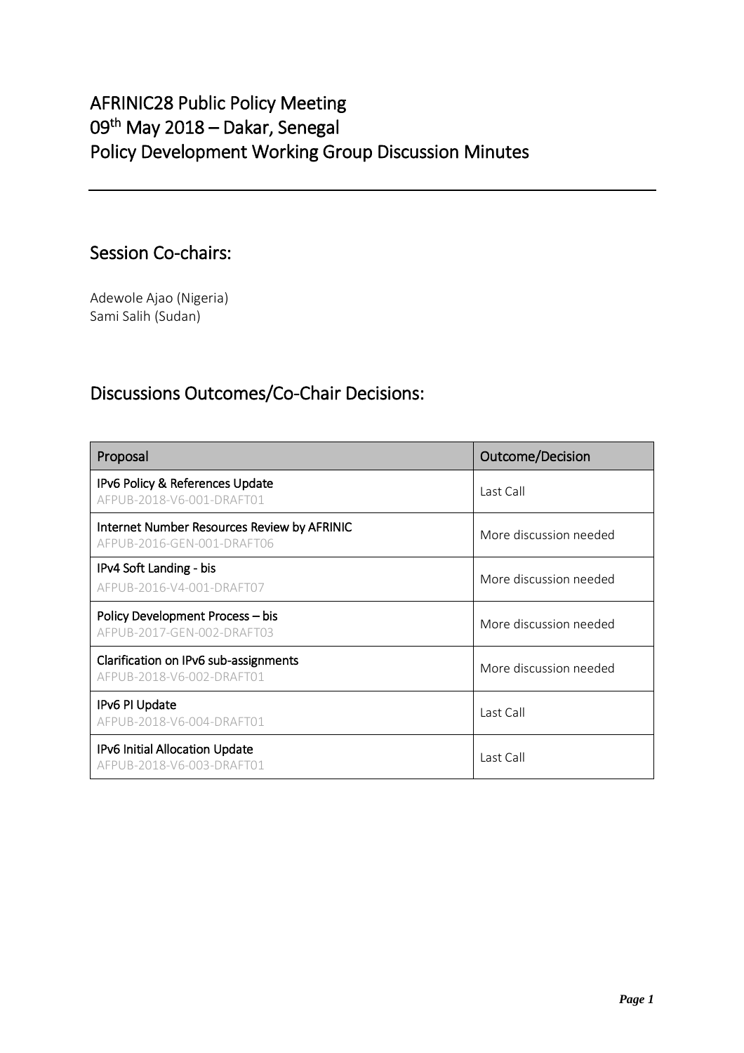# AFRINIC28 Public Policy Meeting
# 09th May 2018 – Dakar, Senegal
# Policy Development Working Group Discussion Minutes

## Session Co-chairs:

Adewole Ajao (Nigeria)
Sami Salih (Sudan)

## Discussions Outcomes/Co-Chair Decisions:

| Proposal | Outcome/Decision |
|---|---|
| IPv6 Policy & References Update<br>AFPUB-2018-V6-001-DRAFT01 | Last Call |
| Internet Number Resources Review by AFRINIC<br>AFPUB-2016-GEN-001-DRAFT06 | More discussion needed |
| IPv4 Soft Landing - bis<br>AFPUB-2016-V4-001-DRAFT07 | More discussion needed |
| Policy Development Process – bis<br>AFPUB-2017-GEN-002-DRAFT03 | More discussion needed |
| Clarification on IPv6 sub-assignments<br>AFPUB-2018-V6-002-DRAFT01 | More discussion needed |
| IPv6 PI Update<br>AFPUB-2018-V6-004-DRAFT01 | Last Call |
| IPv6 Initial Allocation Update<br>AFPUB-2018-V6-003-DRAFT01 | Last Call |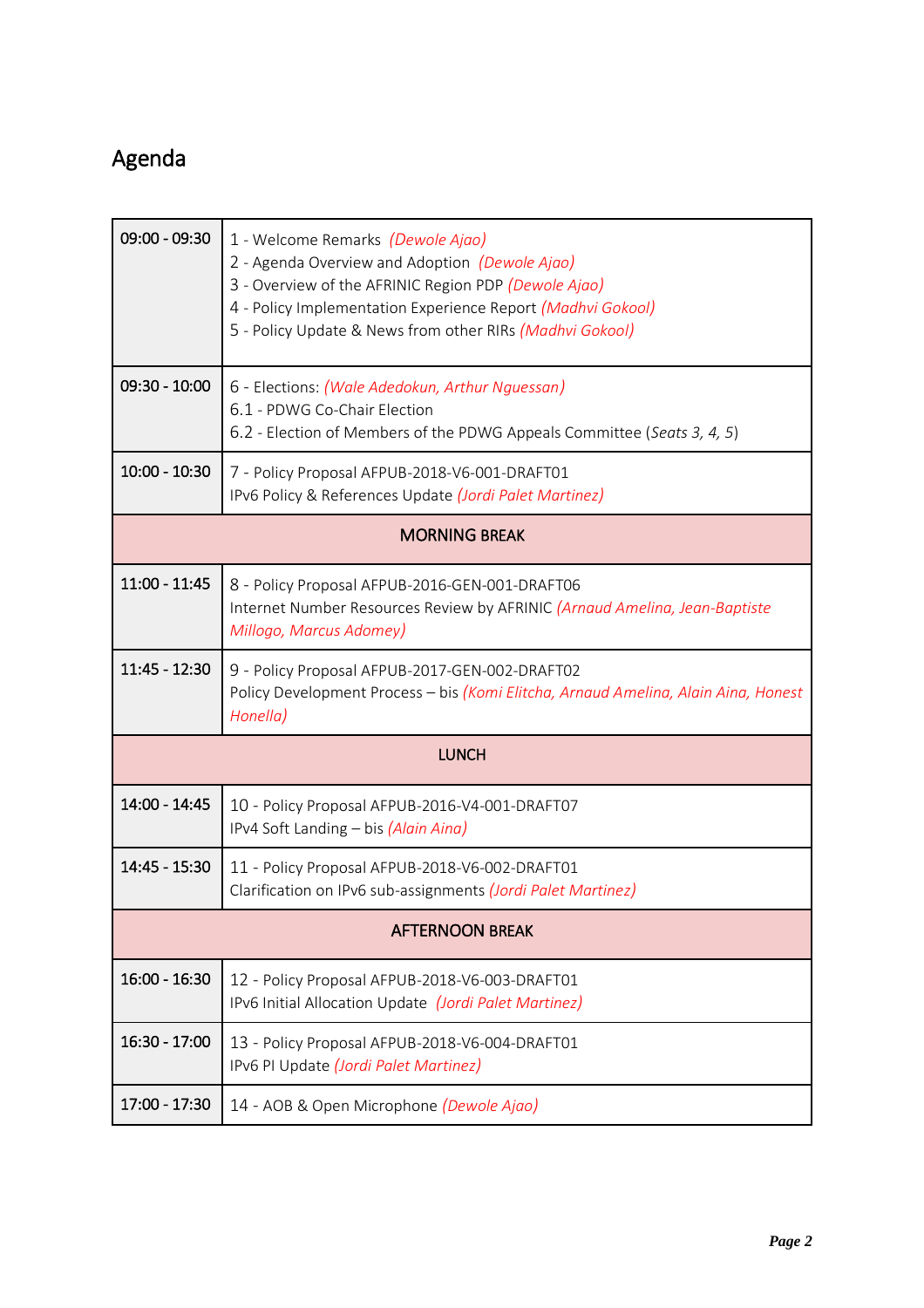# Agenda

| | |
|---|---|
| 09:00 - 09:30 | 1 - Welcome Remarks *(Dewole Ajao)*<br>2 - Agenda Overview and Adoption *(Dewole Ajao)*<br>3 - Overview of the AFRINIC Region PDP *(Dewole Ajao)*<br>4 - Policy Implementation Experience Report *(Madhvi Gokool)*<br>5 - Policy Update & News from other RIRs *(Madhvi Gokool)* |
| 09:30 - 10:00 | 6 - Elections: *(Wale Adedokun, Arthur Nguessan)*<br>6.1 - PDWG Co-Chair Election<br>6.2 - Election of Members of the PDWG Appeals Committee (*Seats 3, 4, 5*) |
| 10:00 - 10:30 | 7 - Policy Proposal AFPUB-2018-V6-001-DRAFT01<br>IPv6 Policy & References Update *(Jordi Palet Martinez)* |
| MORNING BREAK | |
| 11:00 - 11:45 | 8 - Policy Proposal AFPUB-2016-GEN-001-DRAFT06<br>Internet Number Resources Review by AFRINIC *(Arnaud Amelina, Jean-Baptiste Millogo, Marcus Adomey)* |
| 11:45 - 12:30 | 9 - Policy Proposal AFPUB-2017-GEN-002-DRAFT02<br>Policy Development Process – bis *(Komi Elitcha, Arnaud Amelina, Alain Aina, Honest Honella)* |
| LUNCH | |
| 14:00 - 14:45 | 10 - Policy Proposal AFPUB-2016-V4-001-DRAFT07<br>IPv4 Soft Landing – bis *(Alain Aina)* |
| 14:45 - 15:30 | 11 - Policy Proposal AFPUB-2018-V6-002-DRAFT01<br>Clarification on IPv6 sub-assignments *(Jordi Palet Martinez)* |
| AFTERNOON BREAK | |
| 16:00 - 16:30 | 12 - Policy Proposal AFPUB-2018-V6-003-DRAFT01<br>IPv6 Initial Allocation Update *(Jordi Palet Martinez)* |
| 16:30 - 17:00 | 13 - Policy Proposal AFPUB-2018-V6-004-DRAFT01<br>IPv6 PI Update *(Jordi Palet Martinez)* |
| 17:00 - 17:30 | 14 - AOB & Open Microphone *(Dewole Ajao)* |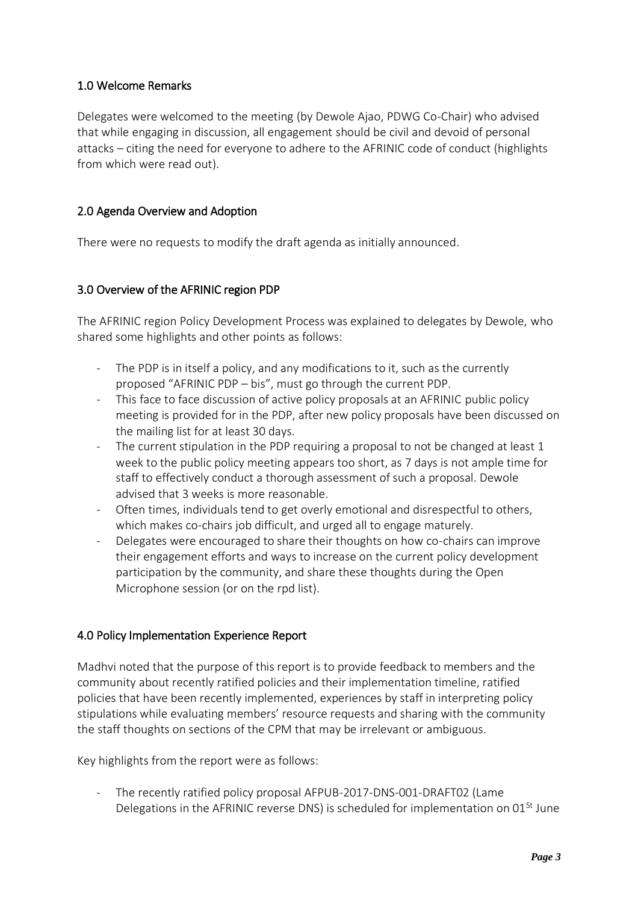## 1.0 Welcome Remarks

Delegates were welcomed to the meeting (by Dewole Ajao, PDWG Co-Chair) who advised that while engaging in discussion, all engagement should be civil and devoid of personal attacks – citing the need for everyone to adhere to the AFRINIC code of conduct (highlights from which were read out).

## 2.0 Agenda Overview and Adoption

There were no requests to modify the draft agenda as initially announced.

## 3.0 Overview of the AFRINIC region PDP

The AFRINIC region Policy Development Process was explained to delegates by Dewole, who shared some highlights and other points as follows:

- The PDP is in itself a policy, and any modifications to it, such as the currently proposed "AFRINIC PDP – bis", must go through the current PDP.
- This face to face discussion of active policy proposals at an AFRINIC public policy meeting is provided for in the PDP, after new policy proposals have been discussed on the mailing list for at least 30 days.
- The current stipulation in the PDP requiring a proposal to not be changed at least 1 week to the public policy meeting appears too short, as 7 days is not ample time for staff to effectively conduct a thorough assessment of such a proposal. Dewole advised that 3 weeks is more reasonable.
- Often times, individuals tend to get overly emotional and disrespectful to others, which makes co-chairs job difficult, and urged all to engage maturely.
- Delegates were encouraged to share their thoughts on how co-chairs can improve their engagement efforts and ways to increase on the current policy development participation by the community, and share these thoughts during the Open Microphone session (or on the rpd list).

## 4.0 Policy Implementation Experience Report

Madhvi noted that the purpose of this report is to provide feedback to members and the community about recently ratified policies and their implementation timeline, ratified policies that have been recently implemented, experiences by staff in interpreting policy stipulations while evaluating members' resource requests and sharing with the community the staff thoughts on sections of the CPM that may be irrelevant or ambiguous.

Key highlights from the report were as follows:

- The recently ratified policy proposal AFPUB-2017-DNS-001-DRAFT02 (Lame Delegations in the AFRINIC reverse DNS) is scheduled for implementation on 01St June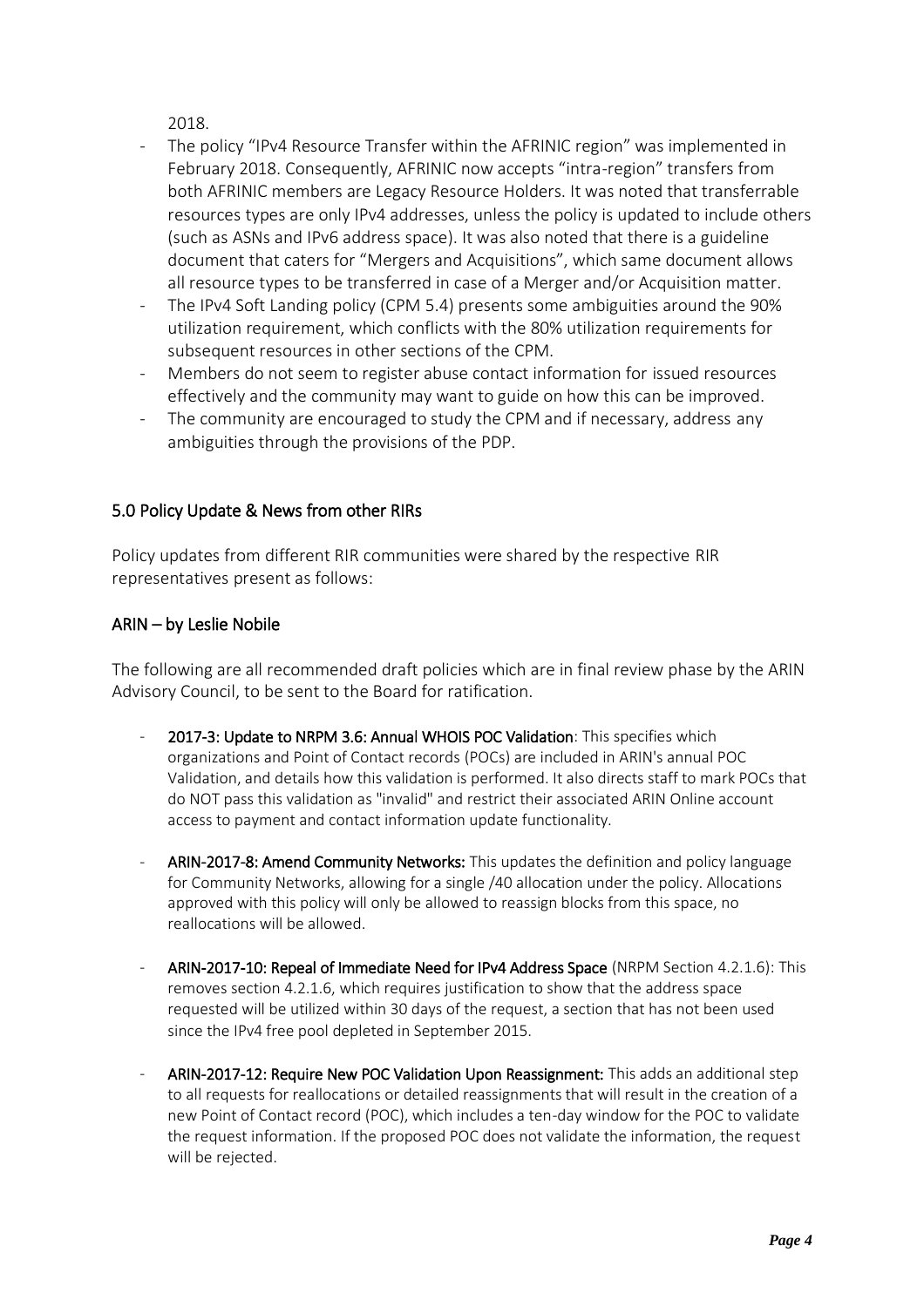2018.

- The policy "IPv4 Resource Transfer within the AFRINIC region" was implemented in February 2018. Consequently, AFRINIC now accepts "intra-region" transfers from both AFRINIC members are Legacy Resource Holders. It was noted that transferrable resources types are only IPv4 addresses, unless the policy is updated to include others (such as ASNs and IPv6 address space). It was also noted that there is a guideline document that caters for "Mergers and Acquisitions", which same document allows all resource types to be transferred in case of a Merger and/or Acquisition matter.
- The IPv4 Soft Landing policy (CPM 5.4) presents some ambiguities around the 90% utilization requirement, which conflicts with the 80% utilization requirements for subsequent resources in other sections of the CPM.
- Members do not seem to register abuse contact information for issued resources effectively and the community may want to guide on how this can be improved.
- The community are encouraged to study the CPM and if necessary, address any ambiguities through the provisions of the PDP.

## 5.0 Policy Update & News from other RIRs

Policy updates from different RIR communities were shared by the respective RIR representatives present as follows:

### ARIN – by Leslie Nobile

The following are all recommended draft policies which are in final review phase by the ARIN Advisory Council, to be sent to the Board for ratification.

- **2017-3: Update to NRPM 3.6: Annual WHOIS POC Validation**: This specifies which organizations and Point of Contact records (POCs) are included in ARIN's annual POC Validation, and details how this validation is performed. It also directs staff to mark POCs that do NOT pass this validation as "invalid" and restrict their associated ARIN Online account access to payment and contact information update functionality.

- **ARIN-2017-8: Amend Community Networks:** This updates the definition and policy language for Community Networks, allowing for a single /40 allocation under the policy. Allocations approved with this policy will only be allowed to reassign blocks from this space, no reallocations will be allowed.

- **ARIN-2017-10: Repeal of Immediate Need for IPv4 Address Space** (NRPM Section 4.2.1.6): This removes section 4.2.1.6, which requires justification to show that the address space requested will be utilized within 30 days of the request, a section that has not been used since the IPv4 free pool depleted in September 2015.

- **ARIN-2017-12: Require New POC Validation Upon Reassignment:** This adds an additional step to all requests for reallocations or detailed reassignments that will result in the creation of a new Point of Contact record (POC), which includes a ten-day window for the POC to validate the request information. If the proposed POC does not validate the information, the request will be rejected.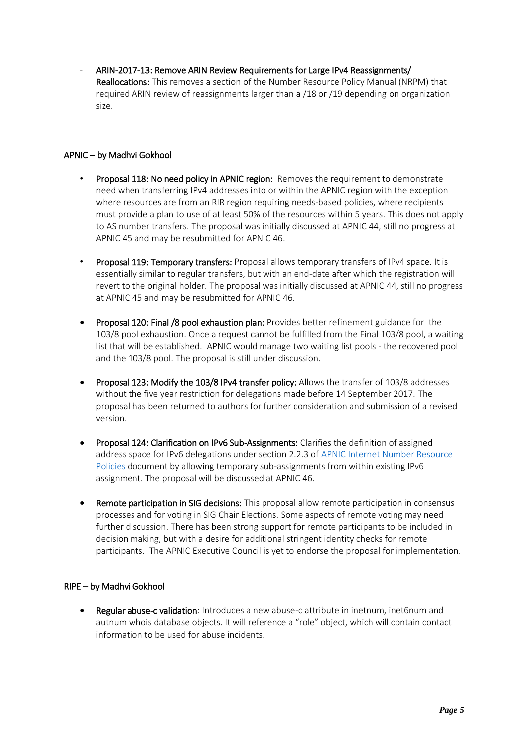- **ARIN-2017-13: Remove ARIN Review Requirements for Large IPv4 Reassignments/ Reallocations:** This removes a section of the Number Resource Policy Manual (NRPM) that required ARIN review of reassignments larger than a /18 or /19 depending on organization size.

## APNIC – by Madhvi Gokhool

- **Proposal 118: No need policy in APNIC region:** Removes the requirement to demonstrate need when transferring IPv4 addresses into or within the APNIC region with the exception where resources are from an RIR region requiring needs-based policies, where recipients must provide a plan to use of at least 50% of the resources within 5 years. This does not apply to AS number transfers. The proposal was initially discussed at APNIC 44, still no progress at APNIC 45 and may be resubmitted for APNIC 46.

- **Proposal 119: Temporary transfers:** Proposal allows temporary transfers of IPv4 space. It is essentially similar to regular transfers, but with an end-date after which the registration will revert to the original holder. The proposal was initially discussed at APNIC 44, still no progress at APNIC 45 and may be resubmitted for APNIC 46.

- **Proposal 120: Final /8 pool exhaustion plan:** Provides better refinement guidance for the 103/8 pool exhaustion. Once a request cannot be fulfilled from the Final 103/8 pool, a waiting list that will be established. APNIC would manage two waiting list pools - the recovered pool and the 103/8 pool. The proposal is still under discussion.

- **Proposal 123: Modify the 103/8 IPv4 transfer policy:** Allows the transfer of 103/8 addresses without the five year restriction for delegations made before 14 September 2017. The proposal has been returned to authors for further consideration and submission of a revised version.

- **Proposal 124: Clarification on IPv6 Sub-Assignments:** Clarifies the definition of assigned address space for IPv6 delegations under section 2.2.3 of [APNIC Internet Number Resource Policies]() document by allowing temporary sub-assignments from within existing IPv6 assignment. The proposal will be discussed at APNIC 46.

- **Remote participation in SIG decisions:** This proposal allow remote participation in consensus processes and for voting in SIG Chair Elections. Some aspects of remote voting may need further discussion. There has been strong support for remote participants to be included in decision making, but with a desire for additional stringent identity checks for remote participants. The APNIC Executive Council is yet to endorse the proposal for implementation.

## RIPE – by Madhvi Gokhool

- **Regular abuse-c validation**: Introduces a new abuse-c attribute in inetnum, inet6num and autnum whois database objects. It will reference a "role" object, which will contain contact information to be used for abuse incidents.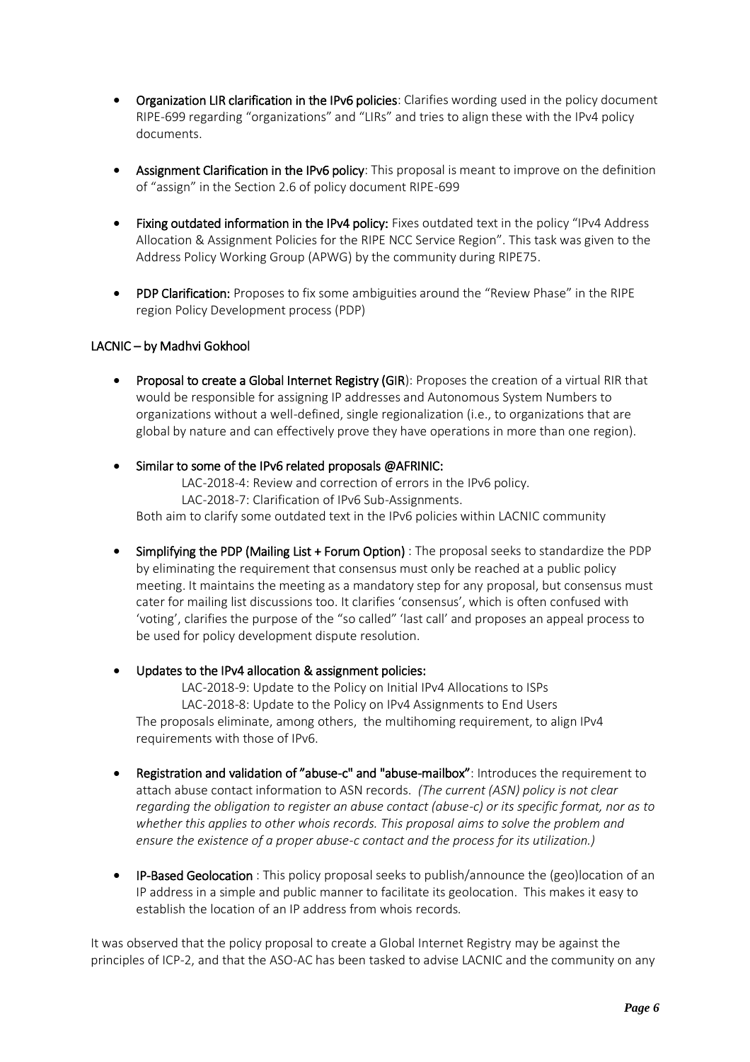- **Organization LIR clarification in the IPv6 policies**: Clarifies wording used in the policy document RIPE-699 regarding "organizations" and "LIRs" and tries to align these with the IPv4 policy documents.

- **Assignment Clarification in the IPv6 policy**: This proposal is meant to improve on the definition of "assign" in the Section 2.6 of policy document RIPE-699

- **Fixing outdated information in the IPv4 policy:** Fixes outdated text in the policy "IPv4 Address Allocation & Assignment Policies for the RIPE NCC Service Region". This task was given to the Address Policy Working Group (APWG) by the community during RIPE75.

- **PDP Clarification:** Proposes to fix some ambiguities around the "Review Phase" in the RIPE region Policy Development process (PDP)

### LACNIC – by Madhvi Gokhool

- **Proposal to create a Global Internet Registry (GIR)**: Proposes the creation of a virtual RIR that would be responsible for assigning IP addresses and Autonomous System Numbers to organizations without a well-defined, single regionalization (i.e., to organizations that are global by nature and can effectively prove they have operations in more than one region).

- **Similar to some of the IPv6 related proposals @AFRINIC:**

  LAC-2018-4: Review and correction of errors in the IPv6 policy.
  LAC-2018-7: Clarification of IPv6 Sub-Assignments.

  Both aim to clarify some outdated text in the IPv6 policies within LACNIC community

- **Simplifying the PDP (Mailing List + Forum Option)** : The proposal seeks to standardize the PDP by eliminating the requirement that consensus must only be reached at a public policy meeting. It maintains the meeting as a mandatory step for any proposal, but consensus must cater for mailing list discussions too. It clarifies 'consensus', which is often confused with 'voting', clarifies the purpose of the "so called" 'last call' and proposes an appeal process to be used for policy development dispute resolution.

- **Updates to the IPv4 allocation & assignment policies:**

  LAC-2018-9: Update to the Policy on Initial IPv4 Allocations to ISPs
  LAC-2018-8: Update to the Policy on IPv4 Assignments to End Users

  The proposals eliminate, among others, the multihoming requirement, to align IPv4 requirements with those of IPv6.

- **Registration and validation of "abuse-c" and "abuse-mailbox"**: Introduces the requirement to attach abuse contact information to ASN records. *(The current (ASN) policy is not clear regarding the obligation to register an abuse contact (abuse-c) or its specific format, nor as to whether this applies to other whois records. This proposal aims to solve the problem and ensure the existence of a proper abuse-c contact and the process for its utilization.)*

- **IP-Based Geolocation** : This policy proposal seeks to publish/announce the (geo)location of an IP address in a simple and public manner to facilitate its geolocation. This makes it easy to establish the location of an IP address from whois records.

It was observed that the policy proposal to create a Global Internet Registry may be against the principles of ICP-2, and that the ASO-AC has been tasked to advise LACNIC and the community on any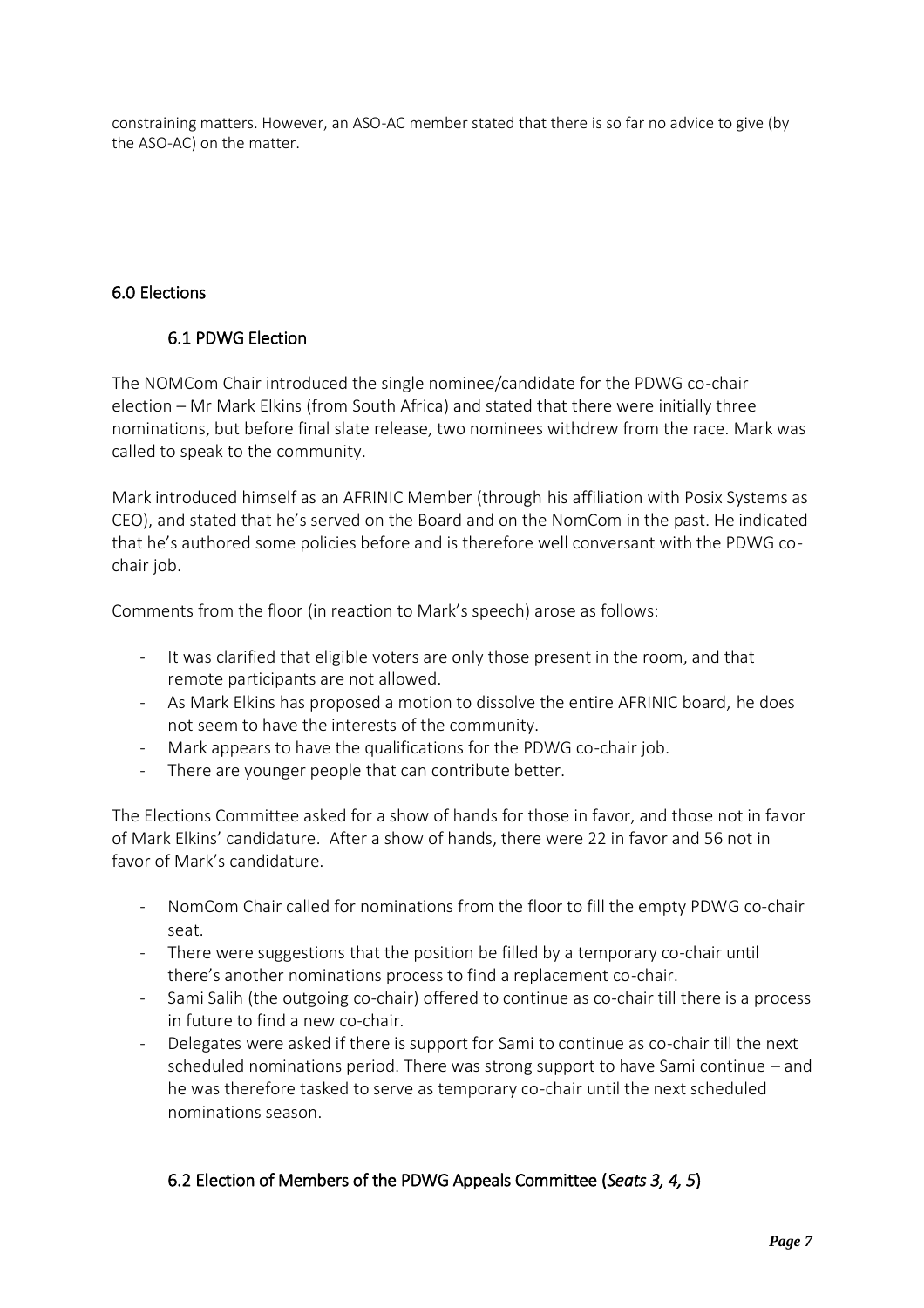constraining matters. However, an ASO-AC member stated that there is so far no advice to give (by the ASO-AC) on the matter.

## 6.0 Elections

### 6.1 PDWG Election

The NOMCom Chair introduced the single nominee/candidate for the PDWG co-chair election – Mr Mark Elkins (from South Africa) and stated that there were initially three nominations, but before final slate release, two nominees withdrew from the race. Mark was called to speak to the community.

Mark introduced himself as an AFRINIC Member (through his affiliation with Posix Systems as CEO), and stated that he's served on the Board and on the NomCom in the past. He indicated that he's authored some policies before and is therefore well conversant with the PDWG co-chair job.

Comments from the floor (in reaction to Mark's speech) arose as follows:

- It was clarified that eligible voters are only those present in the room, and that remote participants are not allowed.
- As Mark Elkins has proposed a motion to dissolve the entire AFRINIC board, he does not seem to have the interests of the community.
- Mark appears to have the qualifications for the PDWG co-chair job.
- There are younger people that can contribute better.

The Elections Committee asked for a show of hands for those in favor, and those not in favor of Mark Elkins' candidature. After a show of hands, there were 22 in favor and 56 not in favor of Mark's candidature.

- NomCom Chair called for nominations from the floor to fill the empty PDWG co-chair seat.
- There were suggestions that the position be filled by a temporary co-chair until there's another nominations process to find a replacement co-chair.
- Sami Salih (the outgoing co-chair) offered to continue as co-chair till there is a process in future to find a new co-chair.
- Delegates were asked if there is support for Sami to continue as co-chair till the next scheduled nominations period. There was strong support to have Sami continue – and he was therefore tasked to serve as temporary co-chair until the next scheduled nominations season.

### 6.2 Election of Members of the PDWG Appeals Committee (*Seats 3, 4, 5*)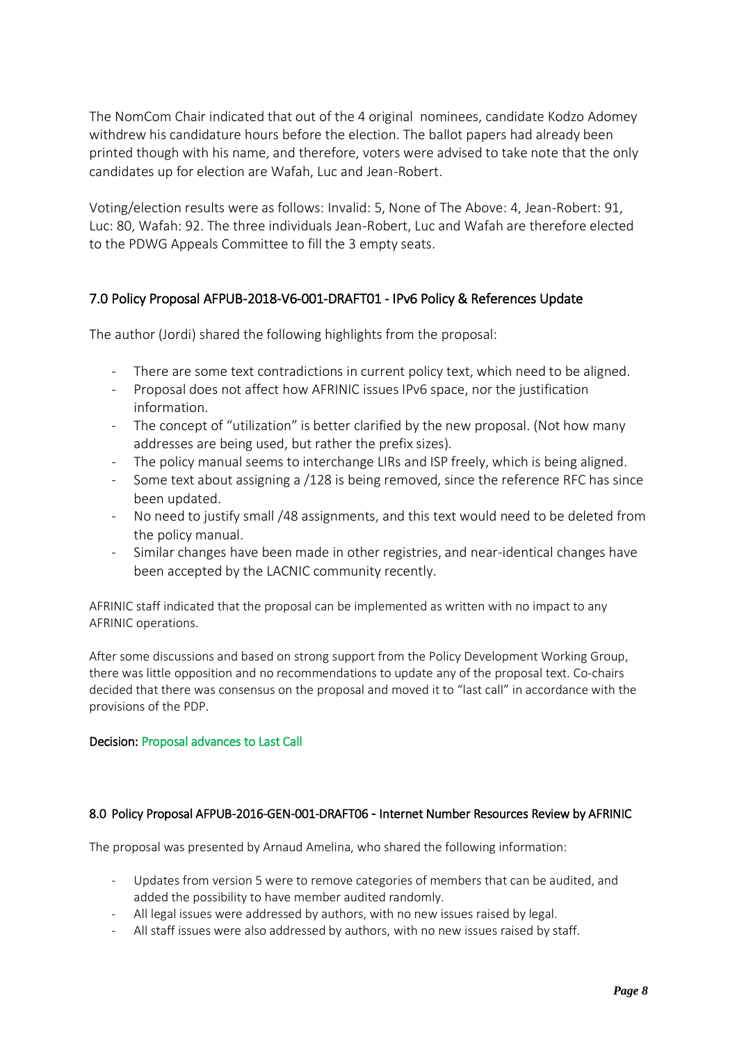The NomCom Chair indicated that out of the 4 original nominees, candidate Kodzo Adomey withdrew his candidature hours before the election. The ballot papers had already been printed though with his name, and therefore, voters were advised to take note that the only candidates up for election are Wafah, Luc and Jean-Robert.

Voting/election results were as follows: Invalid: 5, None of The Above: 4, Jean-Robert: 91, Luc: 80, Wafah: 92. The three individuals Jean-Robert, Luc and Wafah are therefore elected to the PDWG Appeals Committee to fill the 3 empty seats.

## 7.0 Policy Proposal AFPUB-2018-V6-001-DRAFT01 - IPv6 Policy & References Update

The author (Jordi) shared the following highlights from the proposal:

- There are some text contradictions in current policy text, which need to be aligned.
- Proposal does not affect how AFRINIC issues IPv6 space, nor the justification information.
- The concept of "utilization" is better clarified by the new proposal. (Not how many addresses are being used, but rather the prefix sizes).
- The policy manual seems to interchange LIRs and ISP freely, which is being aligned.
- Some text about assigning a /128 is being removed, since the reference RFC has since been updated.
- No need to justify small /48 assignments, and this text would need to be deleted from the policy manual.
- Similar changes have been made in other registries, and near-identical changes have been accepted by the LACNIC community recently.

AFRINIC staff indicated that the proposal can be implemented as written with no impact to any AFRINIC operations.

After some discussions and based on strong support from the Policy Development Working Group, there was little opposition and no recommendations to update any of the proposal text. Co-chairs decided that there was consensus on the proposal and moved it to "last call" in accordance with the provisions of the PDP.

**Decision: Proposal advances to Last Call**

## 8.0 Policy Proposal AFPUB-2016-GEN-001-DRAFT06 - Internet Number Resources Review by AFRINIC

The proposal was presented by Arnaud Amelina, who shared the following information:

- Updates from version 5 were to remove categories of members that can be audited, and added the possibility to have member audited randomly.
- All legal issues were addressed by authors, with no new issues raised by legal.
- All staff issues were also addressed by authors, with no new issues raised by staff.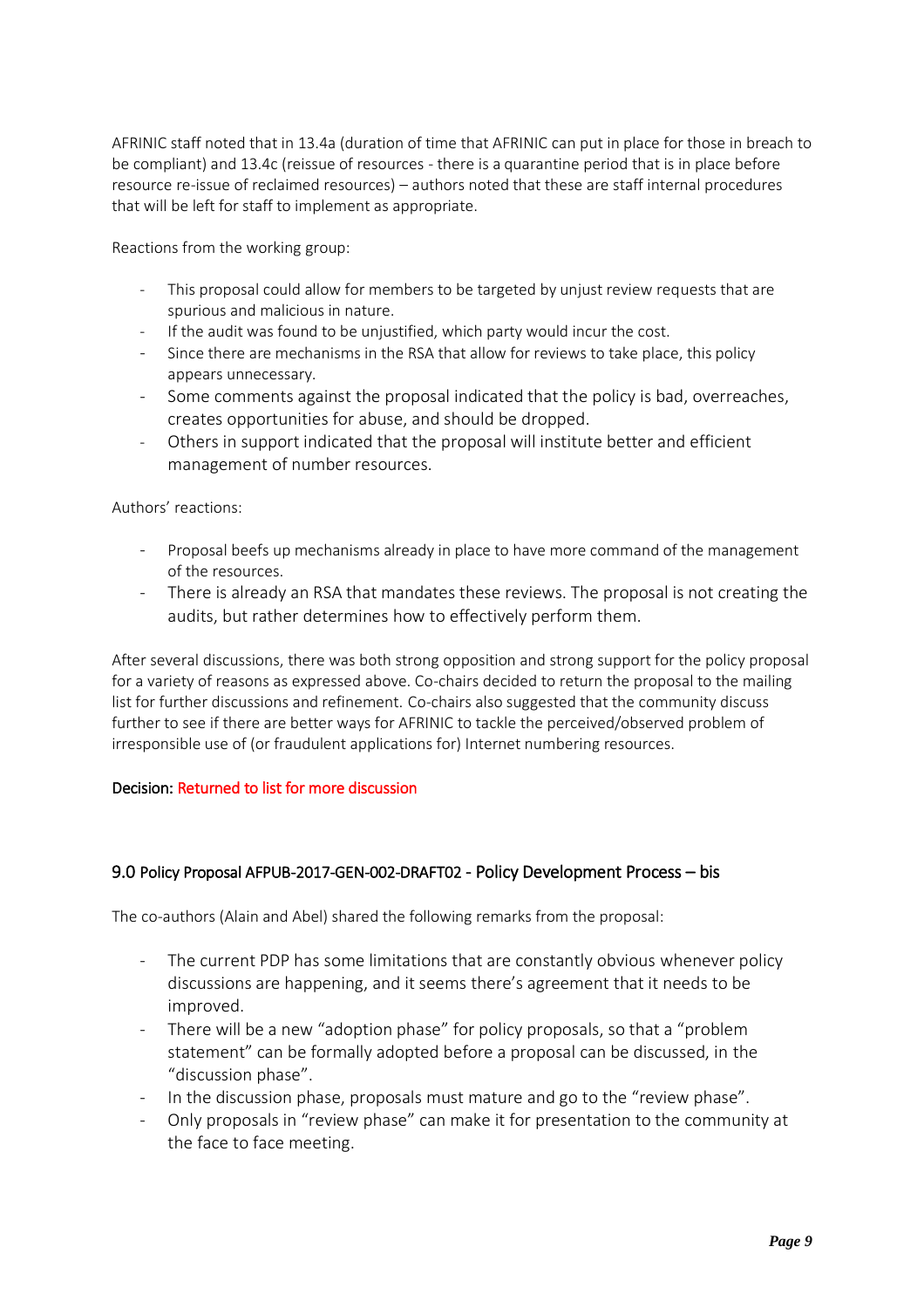AFRINIC staff noted that in 13.4a (duration of time that AFRINIC can put in place for those in breach to be compliant) and 13.4c (reissue of resources - there is a quarantine period that is in place before resource re-issue of reclaimed resources) – authors noted that these are staff internal procedures that will be left for staff to implement as appropriate.

Reactions from the working group:

- This proposal could allow for members to be targeted by unjust review requests that are spurious and malicious in nature.
- If the audit was found to be unjustified, which party would incur the cost.
- Since there are mechanisms in the RSA that allow for reviews to take place, this policy appears unnecessary.
- Some comments against the proposal indicated that the policy is bad, overreaches, creates opportunities for abuse, and should be dropped.
- Others in support indicated that the proposal will institute better and efficient management of number resources.

Authors' reactions:

- Proposal beefs up mechanisms already in place to have more command of the management of the resources.
- There is already an RSA that mandates these reviews. The proposal is not creating the audits, but rather determines how to effectively perform them.

After several discussions, there was both strong opposition and strong support for the policy proposal for a variety of reasons as expressed above. Co-chairs decided to return the proposal to the mailing list for further discussions and refinement. Co-chairs also suggested that the community discuss further to see if there are better ways for AFRINIC to tackle the perceived/observed problem of irresponsible use of (or fraudulent applications for) Internet numbering resources.

**Decision:** Returned to list for more discussion

## 9.0 Policy Proposal AFPUB-2017-GEN-002-DRAFT02 - Policy Development Process – bis

The co-authors (Alain and Abel) shared the following remarks from the proposal:

- The current PDP has some limitations that are constantly obvious whenever policy discussions are happening, and it seems there's agreement that it needs to be improved.
- There will be a new "adoption phase" for policy proposals, so that a "problem statement" can be formally adopted before a proposal can be discussed, in the "discussion phase".
- In the discussion phase, proposals must mature and go to the "review phase".
- Only proposals in "review phase" can make it for presentation to the community at the face to face meeting.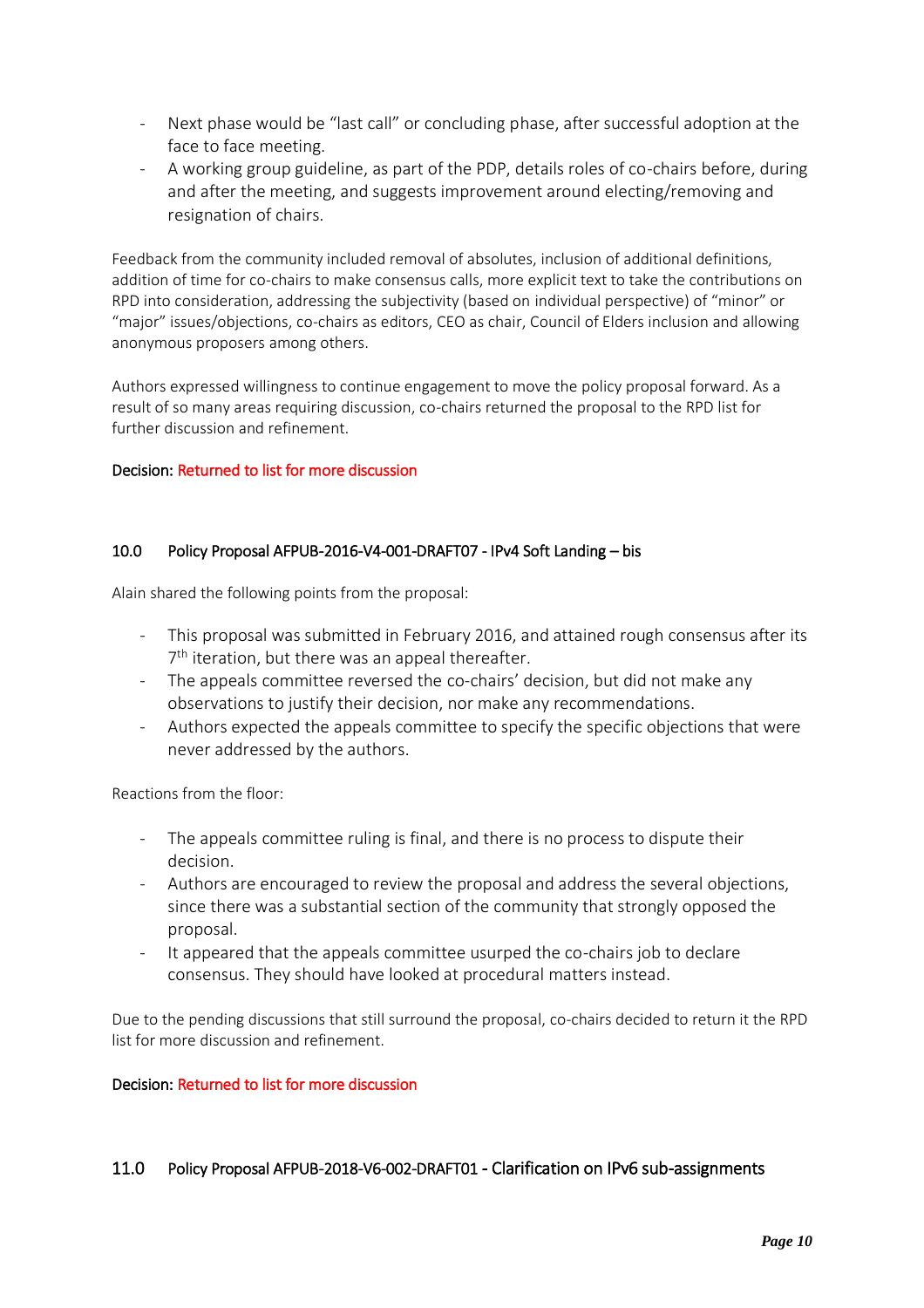- Next phase would be "last call" or concluding phase, after successful adoption at the face to face meeting.
- A working group guideline, as part of the PDP, details roles of co-chairs before, during and after the meeting, and suggests improvement around electing/removing and resignation of chairs.

Feedback from the community included removal of absolutes, inclusion of additional definitions, addition of time for co-chairs to make consensus calls, more explicit text to take the contributions on RPD into consideration, addressing the subjectivity (based on individual perspective) of "minor" or "major" issues/objections, co-chairs as editors, CEO as chair, Council of Elders inclusion and allowing anonymous proposers among others.

Authors expressed willingness to continue engagement to move the policy proposal forward. As a result of so many areas requiring discussion, co-chairs returned the proposal to the RPD list for further discussion and refinement.

**Decision:** Returned to list for more discussion

## 10.0 Policy Proposal AFPUB-2016-V4-001-DRAFT07 - IPv4 Soft Landing – bis

Alain shared the following points from the proposal:

- This proposal was submitted in February 2016, and attained rough consensus after its 7th iteration, but there was an appeal thereafter.
- The appeals committee reversed the co-chairs' decision, but did not make any observations to justify their decision, nor make any recommendations.
- Authors expected the appeals committee to specify the specific objections that were never addressed by the authors.

Reactions from the floor:

- The appeals committee ruling is final, and there is no process to dispute their decision.
- Authors are encouraged to review the proposal and address the several objections, since there was a substantial section of the community that strongly opposed the proposal.
- It appeared that the appeals committee usurped the co-chairs job to declare consensus. They should have looked at procedural matters instead.

Due to the pending discussions that still surround the proposal, co-chairs decided to return it the RPD list for more discussion and refinement.

**Decision:** Returned to list for more discussion

## 11.0 Policy Proposal AFPUB-2018-V6-002-DRAFT01 - Clarification on IPv6 sub-assignments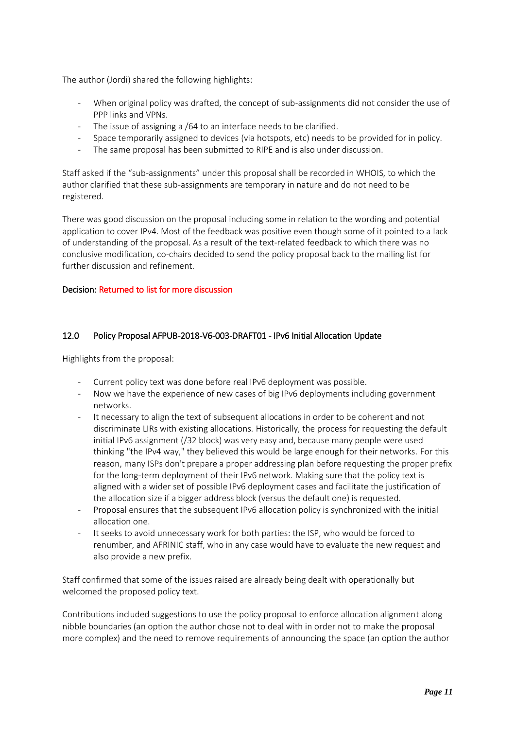The author (Jordi) shared the following highlights:

- When original policy was drafted, the concept of sub-assignments did not consider the use of PPP links and VPNs.
- The issue of assigning a /64 to an interface needs to be clarified.
- Space temporarily assigned to devices (via hotspots, etc) needs to be provided for in policy.
- The same proposal has been submitted to RIPE and is also under discussion.

Staff asked if the "sub-assignments" under this proposal shall be recorded in WHOIS, to which the author clarified that these sub-assignments are temporary in nature and do not need to be registered.

There was good discussion on the proposal including some in relation to the wording and potential application to cover IPv4. Most of the feedback was positive even though some of it pointed to a lack of understanding of the proposal. As a result of the text-related feedback to which there was no conclusive modification, co-chairs decided to send the policy proposal back to the mailing list for further discussion and refinement.

**Decision:** Returned to list for more discussion

## 12.0 Policy Proposal AFPUB-2018-V6-003-DRAFT01 - IPv6 Initial Allocation Update

Highlights from the proposal:

- Current policy text was done before real IPv6 deployment was possible.
- Now we have the experience of new cases of big IPv6 deployments including government networks.
- It necessary to align the text of subsequent allocations in order to be coherent and not discriminate LIRs with existing allocations. Historically, the process for requesting the default initial IPv6 assignment (/32 block) was very easy and, because many people were used thinking "the IPv4 way," they believed this would be large enough for their networks. For this reason, many ISPs don't prepare a proper addressing plan before requesting the proper prefix for the long-term deployment of their IPv6 network. Making sure that the policy text is aligned with a wider set of possible IPv6 deployment cases and facilitate the justification of the allocation size if a bigger address block (versus the default one) is requested.
- Proposal ensures that the subsequent IPv6 allocation policy is synchronized with the initial allocation one.
- It seeks to avoid unnecessary work for both parties: the ISP, who would be forced to renumber, and AFRINIC staff, who in any case would have to evaluate the new request and also provide a new prefix.

Staff confirmed that some of the issues raised are already being dealt with operationally but welcomed the proposed policy text.

Contributions included suggestions to use the policy proposal to enforce allocation alignment along nibble boundaries (an option the author chose not to deal with in order not to make the proposal more complex) and the need to remove requirements of announcing the space (an option the author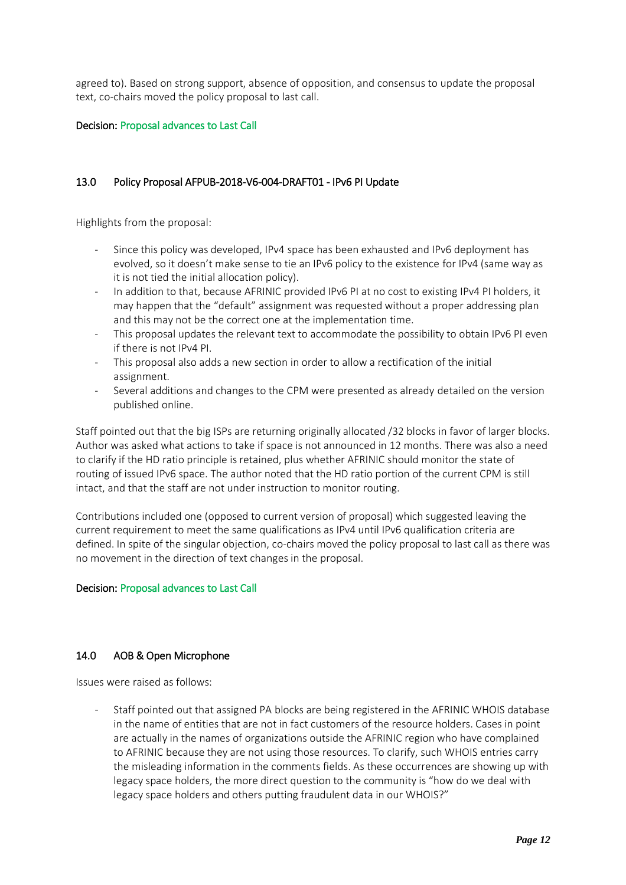agreed to). Based on strong support, absence of opposition, and consensus to update the proposal text, co-chairs moved the policy proposal to last call.

**Decision:** Proposal advances to Last Call

## 13.0 Policy Proposal AFPUB-2018-V6-004-DRAFT01 - IPv6 PI Update

Highlights from the proposal:

- Since this policy was developed, IPv4 space has been exhausted and IPv6 deployment has evolved, so it doesn't make sense to tie an IPv6 policy to the existence for IPv4 (same way as it is not tied the initial allocation policy).
- In addition to that, because AFRINIC provided IPv6 PI at no cost to existing IPv4 PI holders, it may happen that the "default" assignment was requested without a proper addressing plan and this may not be the correct one at the implementation time.
- This proposal updates the relevant text to accommodate the possibility to obtain IPv6 PI even if there is not IPv4 PI.
- This proposal also adds a new section in order to allow a rectification of the initial assignment.
- Several additions and changes to the CPM were presented as already detailed on the version published online.

Staff pointed out that the big ISPs are returning originally allocated /32 blocks in favor of larger blocks. Author was asked what actions to take if space is not announced in 12 months. There was also a need to clarify if the HD ratio principle is retained, plus whether AFRINIC should monitor the state of routing of issued IPv6 space. The author noted that the HD ratio portion of the current CPM is still intact, and that the staff are not under instruction to monitor routing.

Contributions included one (opposed to current version of proposal) which suggested leaving the current requirement to meet the same qualifications as IPv4 until IPv6 qualification criteria are defined. In spite of the singular objection, co-chairs moved the policy proposal to last call as there was no movement in the direction of text changes in the proposal.

**Decision:** Proposal advances to Last Call

## 14.0 AOB & Open Microphone

Issues were raised as follows:

- Staff pointed out that assigned PA blocks are being registered in the AFRINIC WHOIS database in the name of entities that are not in fact customers of the resource holders. Cases in point are actually in the names of organizations outside the AFRINIC region who have complained to AFRINIC because they are not using those resources. To clarify, such WHOIS entries carry the misleading information in the comments fields. As these occurrences are showing up with legacy space holders, the more direct question to the community is "how do we deal with legacy space holders and others putting fraudulent data in our WHOIS?"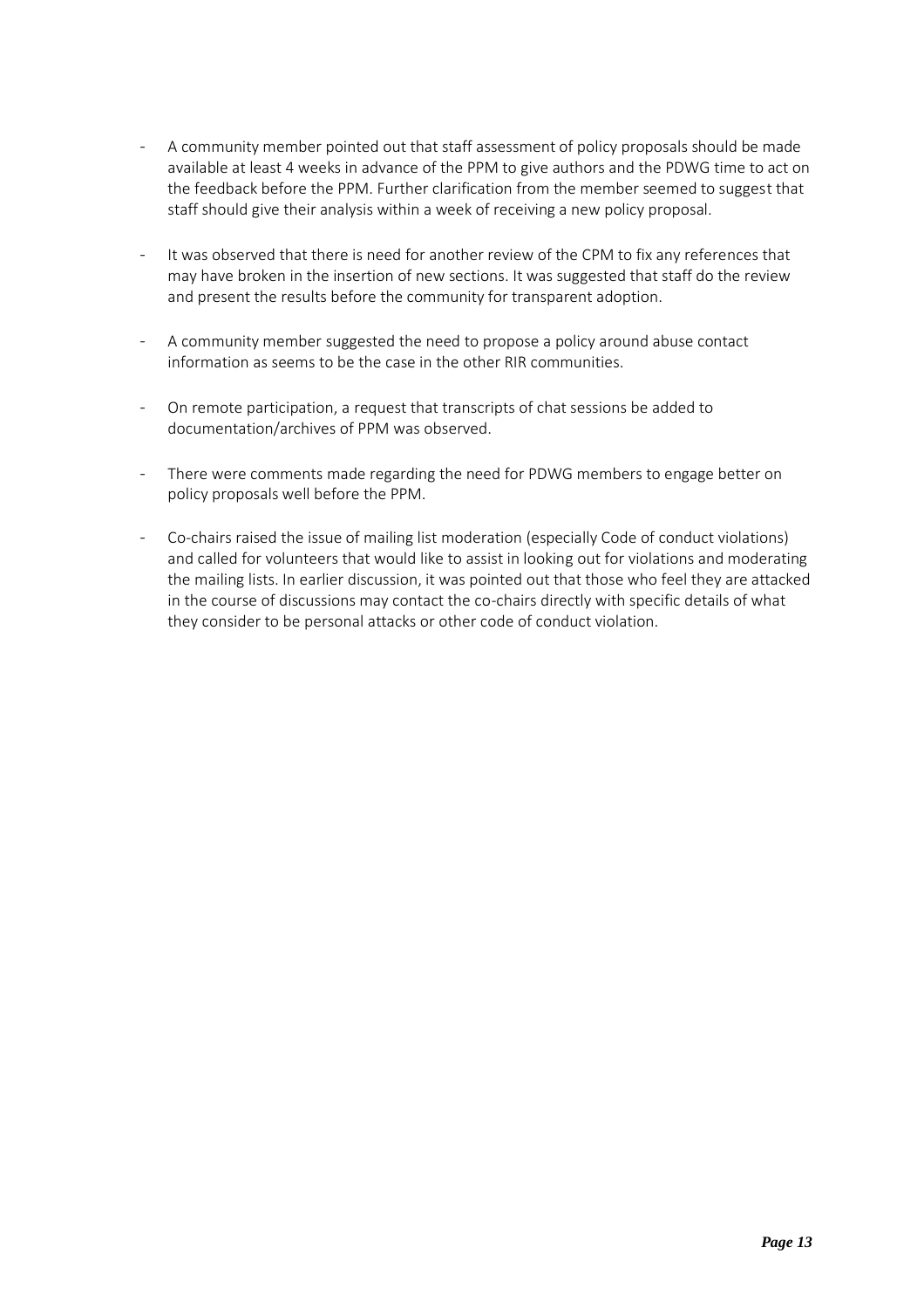- A community member pointed out that staff assessment of policy proposals should be made available at least 4 weeks in advance of the PPM to give authors and the PDWG time to act on the feedback before the PPM. Further clarification from the member seemed to suggest that staff should give their analysis within a week of receiving a new policy proposal.

- It was observed that there is need for another review of the CPM to fix any references that may have broken in the insertion of new sections. It was suggested that staff do the review and present the results before the community for transparent adoption.

- A community member suggested the need to propose a policy around abuse contact information as seems to be the case in the other RIR communities.

- On remote participation, a request that transcripts of chat sessions be added to documentation/archives of PPM was observed.

- There were comments made regarding the need for PDWG members to engage better on policy proposals well before the PPM.

- Co-chairs raised the issue of mailing list moderation (especially Code of conduct violations) and called for volunteers that would like to assist in looking out for violations and moderating the mailing lists. In earlier discussion, it was pointed out that those who feel they are attacked in the course of discussions may contact the co-chairs directly with specific details of what they consider to be personal attacks or other code of conduct violation.